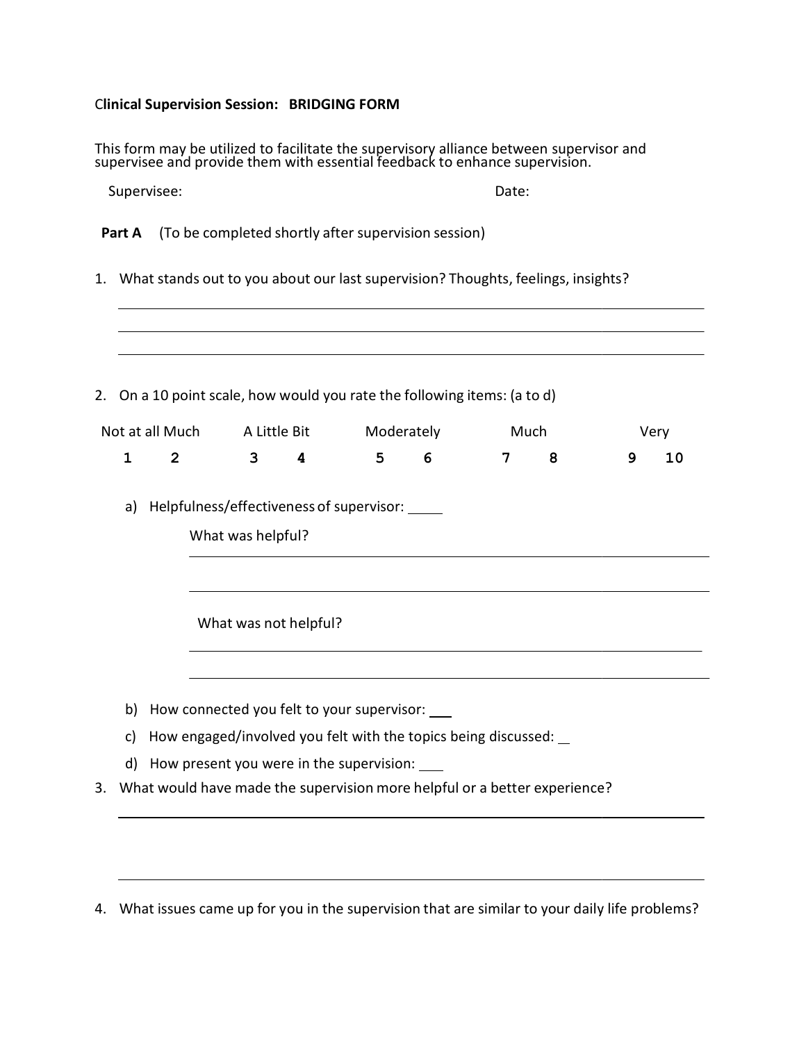# Clinical Supervision Session: BRIDGING FORM

This form may be utilized to facilitate the supervisory alliance between supervisor and supervisee and provide them with essential feedback to enhance supervision.

Supervisee: Date:

**Part A** (To be completed shortly after supervision session)

1. What stands out to you about our last supervision? Thoughts, feelings, insights?

______________________________________________________________________

______________________________________________________________________

______________________________________________________________________

2. On a 10 point scale, how would you rate the following items: (a to d)

| Not at all Much | | A Little Bit | | Moderately | | Much | | Very | |
|---|---|---|---|---|---|---|---|---|---|
| 1 | 2 | 3 | 4 | 5 | 6 | 7 | 8 | 9 | 10 |

   a) Helpfulness/effectiveness of supervisor: _____

      What was helpful?

      ______________________________________________________________________

      ______________________________________________________________________

      What was not helpful?

      ______________________________________________________________________

      ______________________________________________________________________

   b) How connected you felt to your supervisor: ___

   c) How engaged/involved you felt with the topics being discussed: _

   d) How present you were in the supervision: ___

3. What would have made the supervision more helpful or a better experience?

______________________________________________________________________

______________________________________________________________________

4. What issues came up for you in the supervision that are similar to your daily life problems?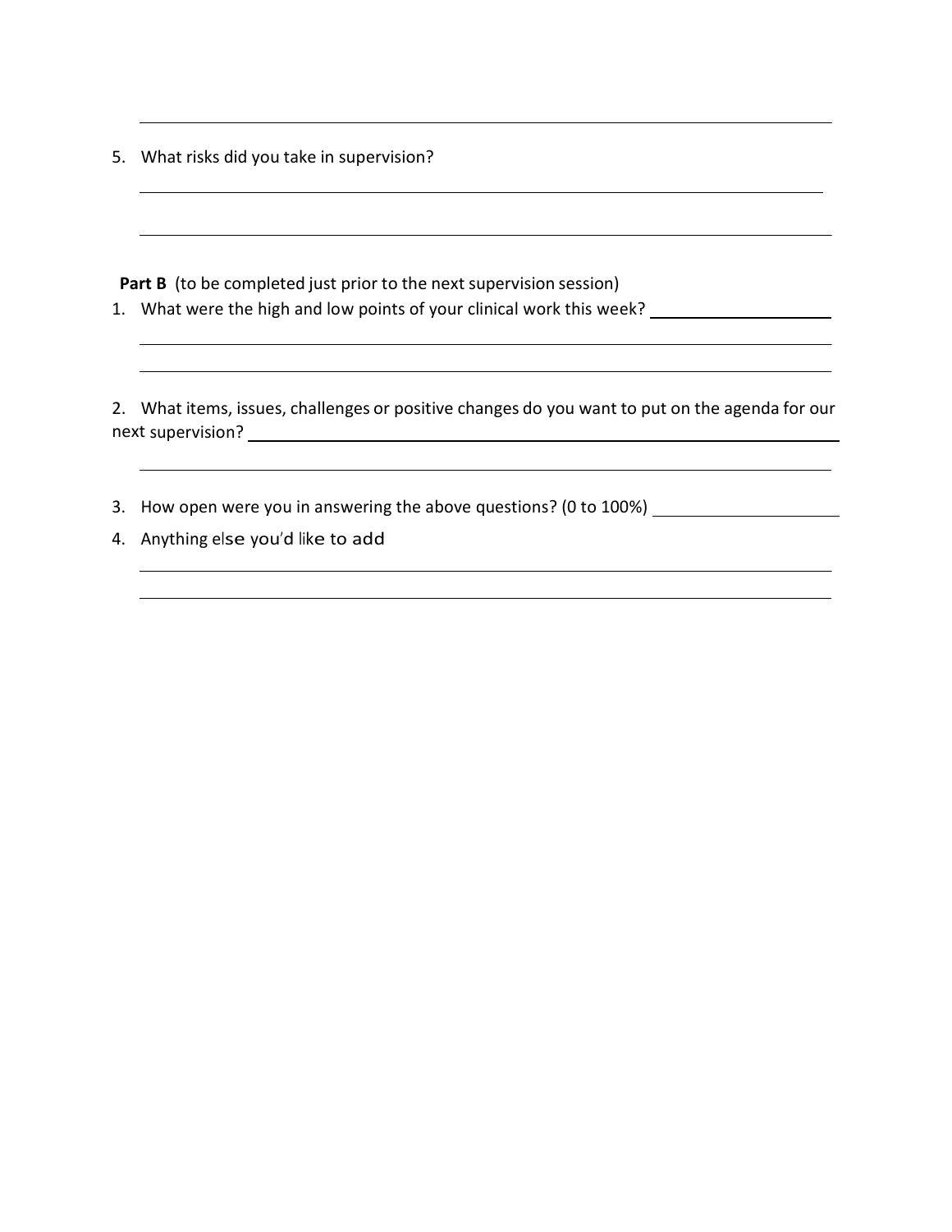5. What risks did you take in supervision?

**Part B** (to be completed just prior to the next supervision session)

1. What were the high and low points of your clinical work this week?

2. What items, issues, challenges or positive changes do you want to put on the agenda for our next supervision?

3. How open were you in answering the above questions? (0 to 100%)
4. Anything else you'd like to add